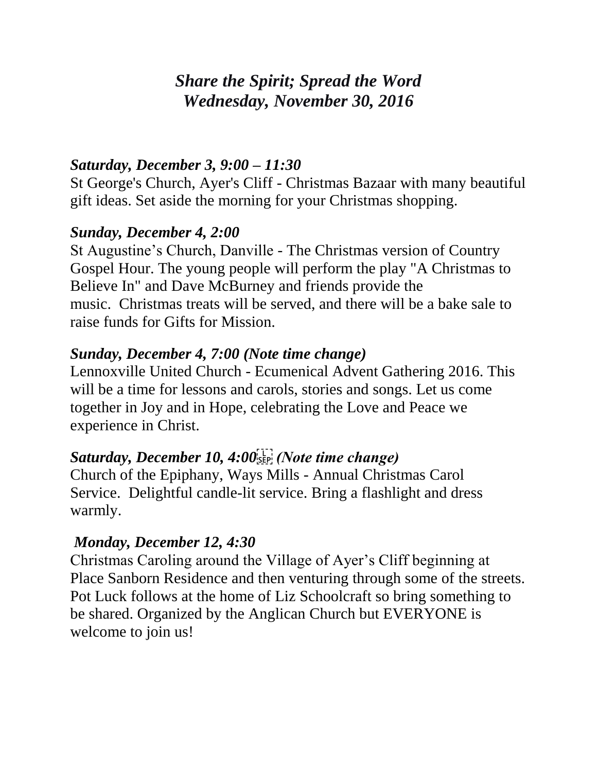# *Share the Spirit; Spread the Word*
# *Wednesday, November 30, 2016*

***Saturday, December 3, 9:00 – 11:30***

St George's Church, Ayer's Cliff - Christmas Bazaar with many beautiful gift ideas. Set aside the morning for your Christmas shopping.

***Sunday, December 4, 2:00***

St Augustine's Church, Danville - The Christmas version of Country Gospel Hour. The young people will perform the play "A Christmas to Believe In" and Dave McBurney and friends provide the music. Christmas treats will be served, and there will be a bake sale to raise funds for Gifts for Mission.

***Sunday, December 4, 7:00 (Note time change)***

Lennoxville United Church - Ecumenical Advent Gathering 2016. This will be a time for lessons and carols, stories and songs. Let us come together in Joy and in Hope, celebrating the Love and Peace we experience in Christ.

***Saturday, December 10, 4:00 (Note time change)***

Church of the Epiphany, Ways Mills - Annual Christmas Carol Service. Delightful candle-lit service. Bring a flashlight and dress warmly.

***Monday, December 12, 4:30***

Christmas Caroling around the Village of Ayer's Cliff beginning at Place Sanborn Residence and then venturing through some of the streets. Pot Luck follows at the home of Liz Schoolcraft so bring something to be shared. Organized by the Anglican Church but EVERYONE is welcome to join us!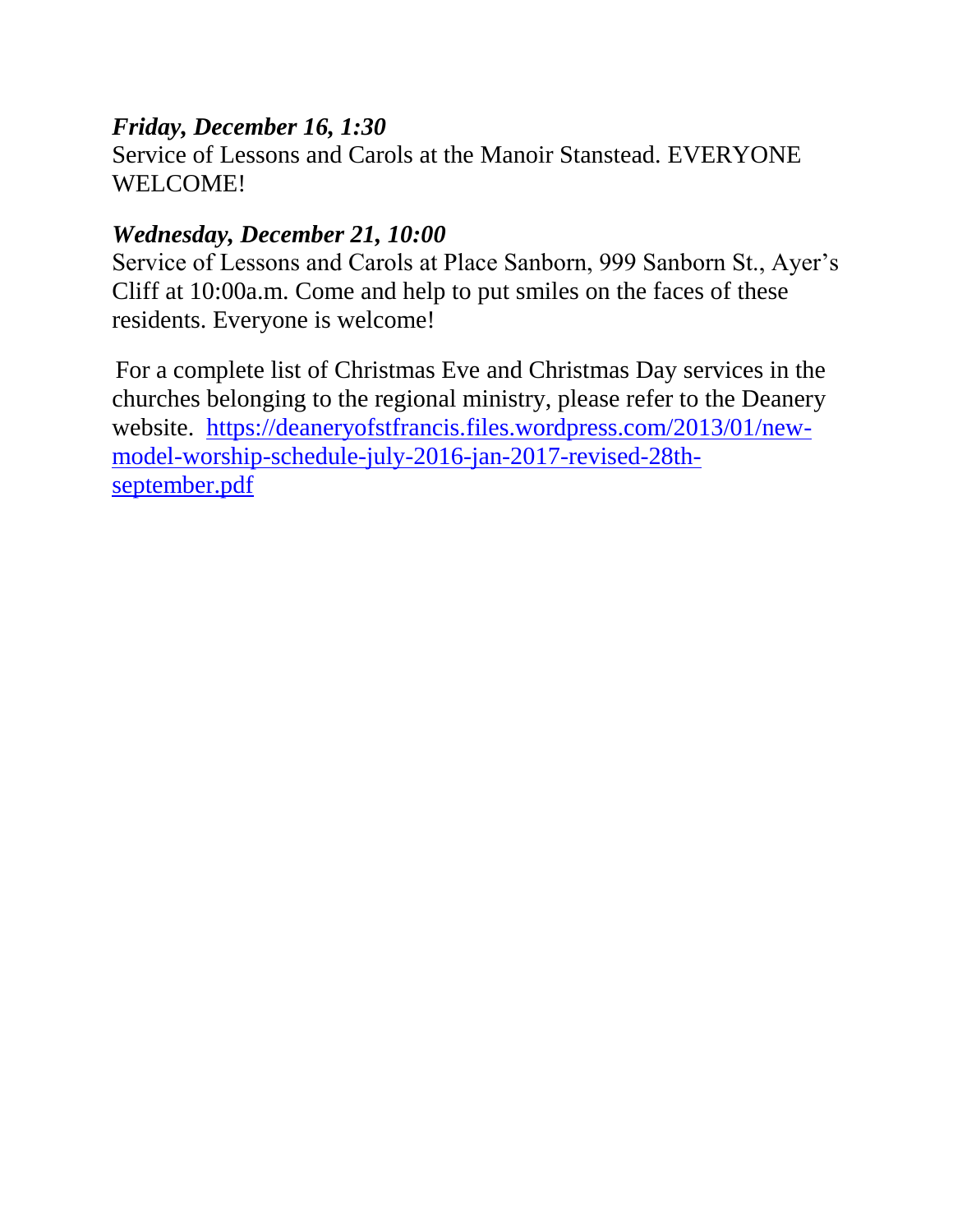*Friday, December 16, 1:30*

Service of Lessons and Carols at the Manoir Stanstead. EVERYONE WELCOME!

*Wednesday, December 21, 10:00*

Service of Lessons and Carols at Place Sanborn, 999 Sanborn St., Ayer's Cliff at 10:00a.m. Come and help to put smiles on the faces of these residents. Everyone is welcome!

For a complete list of Christmas Eve and Christmas Day services in the churches belonging to the regional ministry, please refer to the Deanery website. [https://deaneryofstfrancis.files.wordpress.com/2013/01/new-model-worship-schedule-july-2016-jan-2017-revised-28th-september.pdf](https://deaneryofstfrancis.files.wordpress.com/2013/01/new-model-worship-schedule-july-2016-jan-2017-revised-28th-september.pdf)